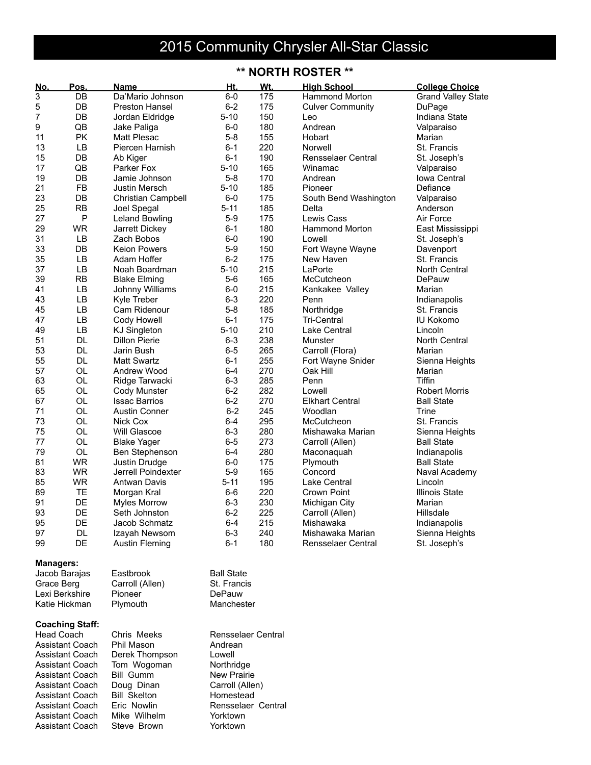# 2015 Community Chrysler All-Star Classic

## ** NORTH ROSTER **

| No. | Pos. | Name | Ht. | Wt. | High School | College Choice |
|---|---|---|---|---|---|---|
| 3 | DB | Da'Mario Johnson | 6-0 | 175 | Hammond Morton | Grand Valley State |
| 5 | DB | Preston Hansel | 6-2 | 175 | Culver Community | DuPage |
| 7 | DB | Jordan Eldridge | 5-10 | 150 | Leo | Indiana State |
| 9 | QB | Jake Paliga | 6-0 | 180 | Andrean | Valparaiso |
| 11 | PK | Matt Plesac | 5-8 | 155 | Hobart | Marian |
| 13 | LB | Piercen Harnish | 6-1 | 220 | Norwell | St. Francis |
| 15 | DB | Ab Kiger | 6-1 | 190 | Rensselaer Central | St. Joseph's |
| 17 | QB | Parker Fox | 5-10 | 165 | Winamac | Valparaiso |
| 19 | DB | Jamie Johnson | 5-8 | 170 | Andrean | Iowa Central |
| 21 | FB | Justin Mersch | 5-10 | 185 | Pioneer | Defiance |
| 23 | DB | Christian Campbell | 6-0 | 175 | South Bend Washington | Valparaiso |
| 25 | RB | Joel Spegal | 5-11 | 185 | Delta | Anderson |
| 27 | P | Leland Bowling | 5-9 | 175 | Lewis Cass | Air Force |
| 29 | WR | Jarrett Dickey | 6-1 | 180 | Hammond Morton | East Mississippi |
| 31 | LB | Zach Bobos | 6-0 | 190 | Lowell | St. Joseph's |
| 33 | DB | Keion Powers | 5-9 | 150 | Fort Wayne Wayne | Davenport |
| 35 | LB | Adam Hoffer | 6-2 | 175 | New Haven | St. Francis |
| 37 | LB | Noah Boardman | 5-10 | 215 | LaPorte | North Central |
| 39 | RB | Blake Elming | 5-6 | 165 | McCutcheon | DePauw |
| 41 | LB | Johnny Williams | 6-0 | 215 | Kankakee Valley | Marian |
| 43 | LB | Kyle Treber | 6-3 | 220 | Penn | Indianapolis |
| 45 | LB | Cam Ridenour | 5-8 | 185 | Northridge | St. Francis |
| 47 | LB | Cody Howell | 6-1 | 175 | Tri-Central | IU Kokomo |
| 49 | LB | KJ Singleton | 5-10 | 210 | Lake Central | Lincoln |
| 51 | DL | Dillon Pierie | 6-3 | 238 | Munster | North Central |
| 53 | DL | Jarin Bush | 6-5 | 265 | Carroll (Flora) | Marian |
| 55 | DL | Matt Swartz | 6-1 | 255 | Fort Wayne Snider | Sienna Heights |
| 57 | OL | Andrew Wood | 6-4 | 270 | Oak Hill | Marian |
| 63 | OL | Ridge Tarwacki | 6-3 | 285 | Penn | Tiffin |
| 65 | OL | Cody Munster | 6-2 | 282 | Lowell | Robert Morris |
| 67 | OL | Issac Barrios | 6-2 | 270 | Elkhart Central | Ball State |
| 71 | OL | Austin Conner | 6-2 | 245 | Woodlan | Trine |
| 73 | OL | Nick Cox | 6-4 | 295 | McCutcheon | St. Francis |
| 75 | OL | Will Glascoe | 6-3 | 280 | Mishawaka Marian | Sienna Heights |
| 77 | OL | Blake Yager | 6-5 | 273 | Carroll (Allen) | Ball State |
| 79 | OL | Ben Stephenson | 6-4 | 280 | Maconaquah | Indianapolis |
| 81 | WR | Justin Drudge | 6-0 | 175 | Plymouth | Ball State |
| 83 | WR | Jerrell Poindexter | 5-9 | 165 | Concord | Naval Academy |
| 85 | WR | Antwan Davis | 5-11 | 195 | Lake Central | Lincoln |
| 89 | TE | Morgan Kral | 6-6 | 220 | Crown Point | Illinois State |
| 91 | DE | Myles Morrow | 6-3 | 230 | Michigan City | Marian |
| 93 | DE | Seth Johnston | 6-2 | 225 | Carroll (Allen) | Hillsdale |
| 95 | DE | Jacob Schmatz | 6-4 | 215 | Mishawaka | Indianapolis |
| 97 | DL | Izayah Newsom | 6-3 | 240 | Mishawaka Marian | Sienna Heights |
| 99 | DE | Austin Fleming | 6-1 | 180 | Rensselaer Central | St. Joseph's |

**Managers:**

| Name | High School | College |
|---|---|---|
| Jacob Barajas | Eastbrook | Ball State |
| Grace Berg | Carroll (Allen) | St. Francis |
| Lexi Berkshire | Pioneer | DePauw |
| Katie Hickman | Plymouth | Manchester |

**Coaching Staff:**

| Position | Name | School |
|---|---|---|
| Head Coach | Chris Meeks | Rensselaer Central |
| Assistant Coach | Phil Mason | Andrean |
| Assistant Coach | Derek Thompson | Lowell |
| Assistant Coach | Tom Wogoman | Northridge |
| Assistant Coach | Bill Gumm | New Prairie |
| Assistant Coach | Doug Dinan | Carroll (Allen) |
| Assistant Coach | Bill Skelton | Homestead |
| Assistant Coach | Eric Nowlin | Rensselaer Central |
| Assistant Coach | Mike Wilhelm | Yorktown |
| Assistant Coach | Steve Brown | Yorktown |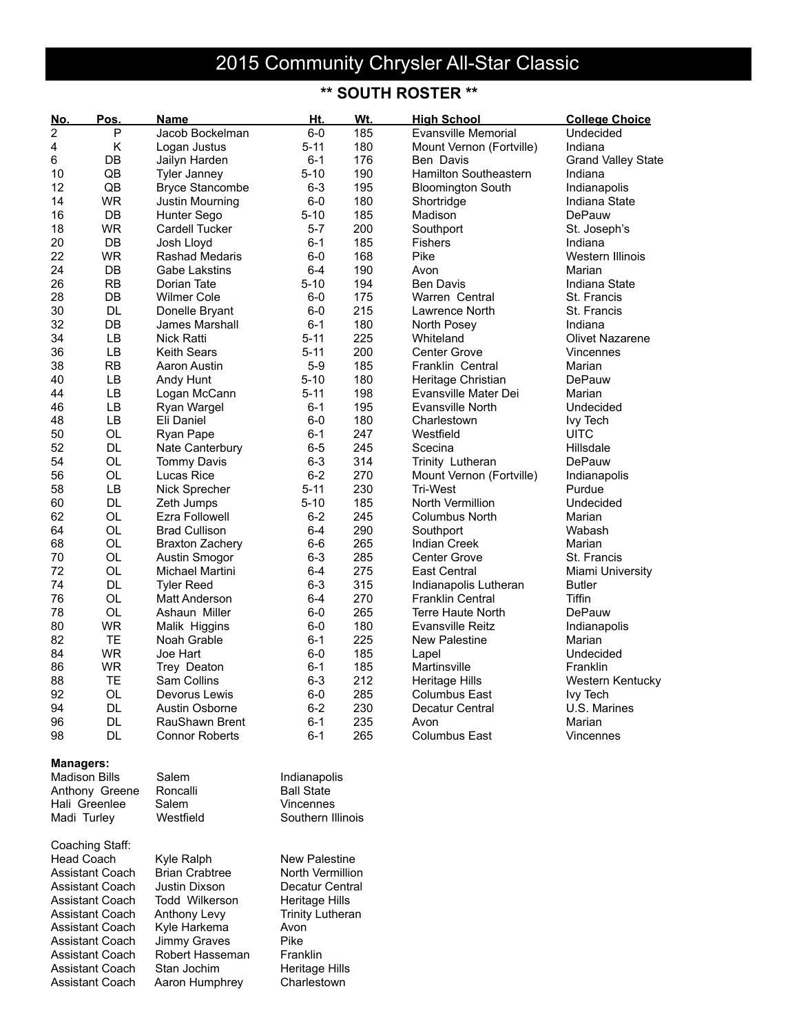# 2015 Community Chrysler All-Star Classic

## ** SOUTH ROSTER **

| No. | Pos. | Name | Ht. | Wt. | High School | College Choice |
|---|---|---|---|---|---|---|
| 2 | P | Jacob Bockelman | 6-0 | 185 | Evansville Memorial | Undecided |
| 4 | K | Logan Justus | 5-11 | 180 | Mount Vernon (Fortville) | Indiana |
| 6 | DB | Jailyn Harden | 6-1 | 176 | Ben Davis | Grand Valley State |
| 10 | QB | Tyler Janney | 5-10 | 190 | Hamilton Southeastern | Indiana |
| 12 | QB | Bryce Stancombe | 6-3 | 195 | Bloomington South | Indianapolis |
| 14 | WR | Justin Mourning | 6-0 | 180 | Shortridge | Indiana State |
| 16 | DB | Hunter Sego | 5-10 | 185 | Madison | DePauw |
| 18 | WR | Cardell Tucker | 5-7 | 200 | Southport | St. Joseph's |
| 20 | DB | Josh Lloyd | 6-1 | 185 | Fishers | Indiana |
| 22 | WR | Rashad Medaris | 6-0 | 168 | Pike | Western Illinois |
| 24 | DB | Gabe Lakstins | 6-4 | 190 | Avon | Marian |
| 26 | RB | Dorian Tate | 5-10 | 194 | Ben Davis | Indiana State |
| 28 | DB | Wilmer Cole | 6-0 | 175 | Warren Central | St. Francis |
| 30 | DL | Donelle Bryant | 6-0 | 215 | Lawrence North | St. Francis |
| 32 | DB | James Marshall | 6-1 | 180 | North Posey | Indiana |
| 34 | LB | Nick Ratti | 5-11 | 225 | Whiteland | Olivet Nazarene |
| 36 | LB | Keith Sears | 5-11 | 200 | Center Grove | Vincennes |
| 38 | RB | Aaron Austin | 5-9 | 185 | Franklin Central | Marian |
| 40 | LB | Andy Hunt | 5-10 | 180 | Heritage Christian | DePauw |
| 44 | LB | Logan McCann | 5-11 | 198 | Evansville Mater Dei | Marian |
| 46 | LB | Ryan Wargel | 6-1 | 195 | Evansville North | Undecided |
| 48 | LB | Eli Daniel | 6-0 | 180 | Charlestown | Ivy Tech |
| 50 | OL | Ryan Pape | 6-1 | 247 | Westfield | UITC |
| 52 | DL | Nate Canterbury | 6-5 | 245 | Scecina | Hillsdale |
| 54 | OL | Tommy Davis | 6-3 | 314 | Trinity Lutheran | DePauw |
| 56 | OL | Lucas Rice | 6-2 | 270 | Mount Vernon (Fortville) | Indianapolis |
| 58 | LB | Nick Sprecher | 5-11 | 230 | Tri-West | Purdue |
| 60 | DL | Zeth Jumps | 5-10 | 185 | North Vermillion | Undecided |
| 62 | OL | Ezra Followell | 6-2 | 245 | Columbus North | Marian |
| 64 | OL | Brad Cullison | 6-4 | 290 | Southport | Wabash |
| 68 | OL | Braxton Zachery | 6-6 | 265 | Indian Creek | Marian |
| 70 | OL | Austin Smogor | 6-3 | 285 | Center Grove | St. Francis |
| 72 | OL | Michael Martini | 6-4 | 275 | East Central | Miami University |
| 74 | DL | Tyler Reed | 6-3 | 315 | Indianapolis Lutheran | Butler |
| 76 | OL | Matt Anderson | 6-4 | 270 | Franklin Central | Tiffin |
| 78 | OL | Ashaun Miller | 6-0 | 265 | Terre Haute North | DePauw |
| 80 | WR | Malik Higgins | 6-0 | 180 | Evansville Reitz | Indianapolis |
| 82 | TE | Noah Grable | 6-1 | 225 | New Palestine | Marian |
| 84 | WR | Joe Hart | 6-0 | 185 | Lapel | Undecided |
| 86 | WR | Trey Deaton | 6-1 | 185 | Martinsville | Franklin |
| 88 | TE | Sam Collins | 6-3 | 212 | Heritage Hills | Western Kentucky |
| 92 | OL | Devorus Lewis | 6-0 | 285 | Columbus East | Ivy Tech |
| 94 | DL | Austin Osborne | 6-2 | 230 | Decatur Central | U.S. Marines |
| 96 | DL | RauShawn Brent | 6-1 | 235 | Avon | Marian |
| 98 | DL | Connor Roberts | 6-1 | 265 | Columbus East | Vincennes |

**Managers:**

| | | |
|---|---|---|
| Madison Bills | Salem | Indianapolis |
| Anthony Greene | Roncalli | Ball State |
| Hali Greenlee | Salem | Vincennes |
| Madi Turley | Westfield | Southern Illinois |

Coaching Staff:

| | | |
|---|---|---|
| Head Coach | Kyle Ralph | New Palestine |
| Assistant Coach | Brian Crabtree | North Vermillion |
| Assistant Coach | Justin Dixson | Decatur Central |
| Assistant Coach | Todd Wilkerson | Heritage Hills |
| Assistant Coach | Anthony Levy | Trinity Lutheran |
| Assistant Coach | Kyle Harkema | Avon |
| Assistant Coach | Jimmy Graves | Pike |
| Assistant Coach | Robert Hasseman | Franklin |
| Assistant Coach | Stan Jochim | Heritage Hills |
| Assistant Coach | Aaron Humphrey | Charlestown |